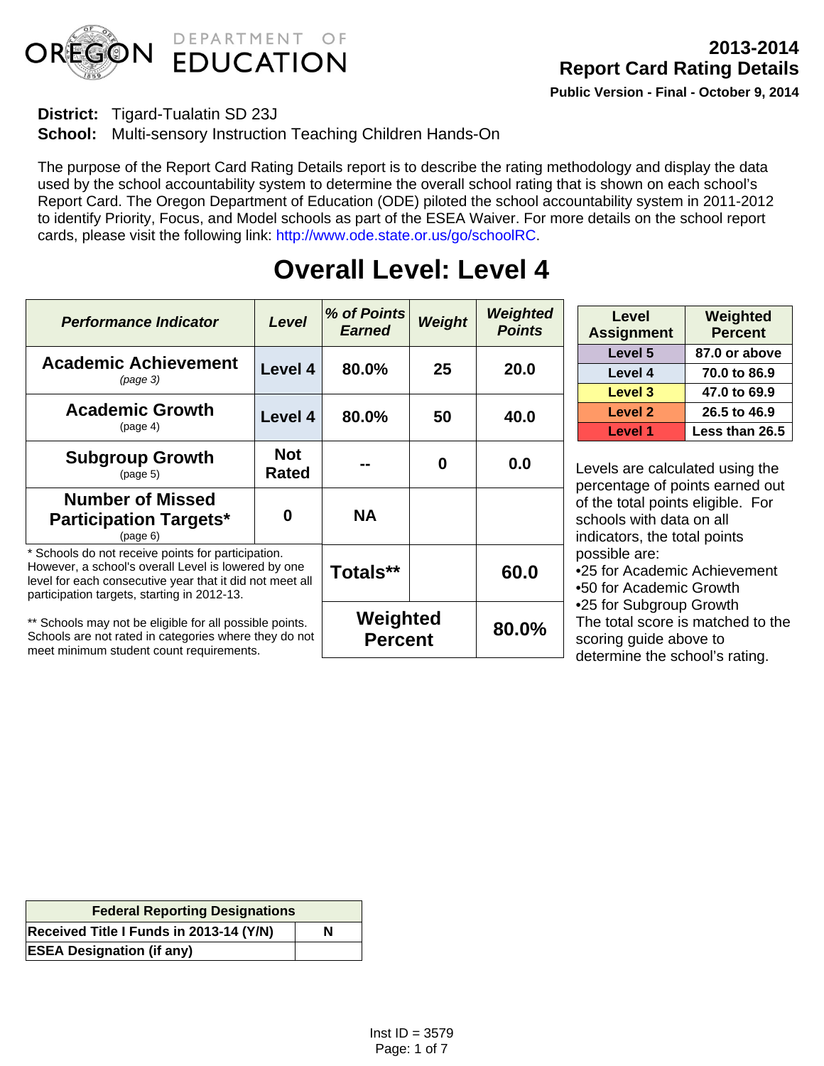# 2013-2014 Report Card Rating Details

**Public Version - Final - October 9, 2014**

**District:** Tigard-Tualatin SD 23J

**School:** Multi-sensory Instruction Teaching Children Hands-On

The purpose of the Report Card Rating Details report is to describe the rating methodology and display the data used by the school accountability system to determine the overall school rating that is shown on each school's Report Card. The Oregon Department of Education (ODE) piloted the school accountability system in 2011-2012 to identify Priority, Focus, and Model schools as part of the ESEA Waiver. For more details on the school report cards, please visit the following link: http://www.ode.state.or.us/go/schoolRC.

## Overall Level: Level 4

| *Performance Indicator* | *Level* | *% of Points Earned* | *Weight* | *Weighted Points* |
|---|---|---|---|---|
| **Academic Achievement** *(page 3)* | Level 4 | 80.0% | 25 | 20.0 |
| **Academic Growth** (page 4) | Level 4 | 80.0% | 50 | 40.0 |
| **Subgroup Growth** (page 5) | Not Rated | -- | 0 | 0.0 |
| **Number of Missed Participation Targets*** (page 6) | 0 | NA | | |
| | | **Totals**** | | **60.0** |
| | | **Weighted Percent** | | **80.0%** |

\* Schools do not receive points for participation. However, a school's overall Level is lowered by one level for each consecutive year that it did not meet all participation targets, starting in 2012-13.

\*\* Schools may not be eligible for all possible points. Schools are not rated in categories where they do not meet minimum student count requirements.

| Level Assignment | Weighted Percent |
|---|---|
| Level 5 | 87.0 or above |
| Level 4 | 70.0 to 86.9 |
| Level 3 | 47.0 to 69.9 |
| Level 2 | 26.5 to 46.9 |
| Level 1 | Less than 26.5 |

Levels are calculated using the percentage of points earned out of the total points eligible. For schools with data on all indicators, the total points possible are:

- 25 for Academic Achievement
- 50 for Academic Growth
- 25 for Subgroup Growth

The total score is matched to the scoring guide above to determine the school's rating.

| Federal Reporting Designations | |
|---|---|
| Received Title I Funds in 2013-14 (Y/N) | N |
| ESEA Designation (if any) | |

Inst ID = 3579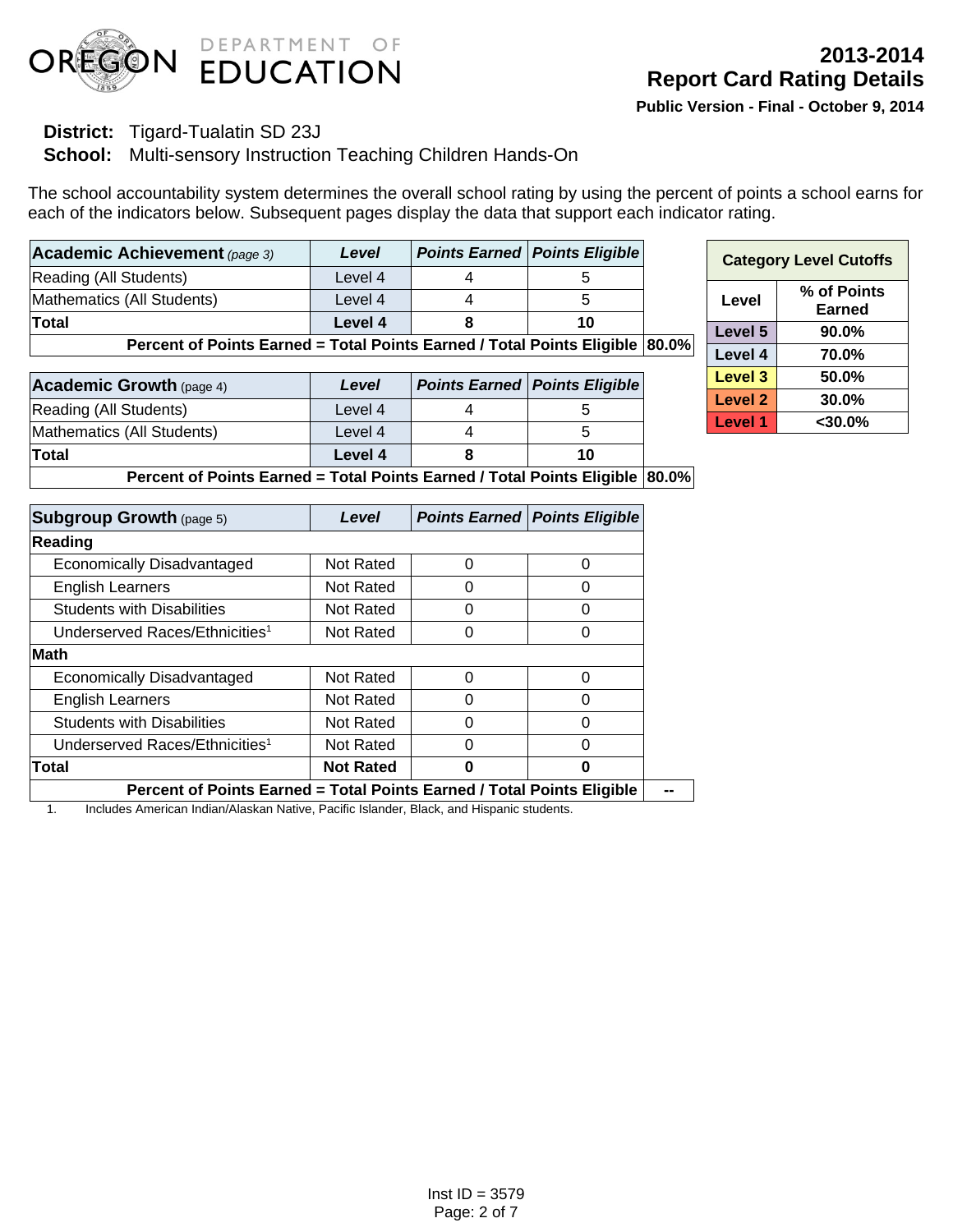# 2013-2014 Report Card Rating Details

**Public Version - Final - October 9, 2014**

**District:** Tigard-Tualatin SD 23J
**School:** Multi-sensory Instruction Teaching Children Hands-On

The school accountability system determines the overall school rating by using the percent of points a school earns for each of the indicators below. Subsequent pages display the data that support each indicator rating.

| **Academic Achievement** *(page 3)* | *Level* | *Points Earned* | *Points Eligible* | |
|---|---|---|---|---|
| Reading (All Students) | Level 4 | 4 | 5 | |
| Mathematics (All Students) | Level 4 | 4 | 5 | |
| **Total** | **Level 4** | **8** | **10** | |
| **Percent of Points Earned = Total Points Earned / Total Points Eligible** | | | | **80.0%** |

| **Academic Growth** (page 4) | *Level* | *Points Earned* | *Points Eligible* | |
|---|---|---|---|---|
| Reading (All Students) | Level 4 | 4 | 5 | |
| Mathematics (All Students) | Level 4 | 4 | 5 | |
| **Total** | **Level 4** | **8** | **10** | |
| **Percent of Points Earned = Total Points Earned / Total Points Eligible** | | | | **80.0%** |

| **Subgroup Growth** (page 5) | *Level* | *Points Earned* | *Points Eligible* | |
|---|---|---|---|---|
| **Reading** | | | | |
| Economically Disadvantaged | Not Rated | 0 | 0 | |
| English Learners | Not Rated | 0 | 0 | |
| Students with Disabilities | Not Rated | 0 | 0 | |
| Underserved Races/Ethnicities[1] | Not Rated | 0 | 0 | |
| **Math** | | | | |
| Economically Disadvantaged | Not Rated | 0 | 0 | |
| English Learners | Not Rated | 0 | 0 | |
| Students with Disabilities | Not Rated | 0 | 0 | |
| Underserved Races/Ethnicities[1] | Not Rated | 0 | 0 | |
| **Total** | **Not Rated** | **0** | **0** | |
| **Percent of Points Earned = Total Points Earned / Total Points Eligible** | | | | **--** |

1. Includes American Indian/Alaskan Native, Pacific Islander, Black, and Hispanic students.

| **Category Level Cutoffs** | |
|---|---|
| **Level** | **% of Points Earned** |
| **Level 5** | **90.0%** |
| **Level 4** | **70.0%** |
| **Level 3** | **50.0%** |
| **Level 2** | **30.0%** |
| **Level 1** | **<30.0%** |

Inst ID = 3579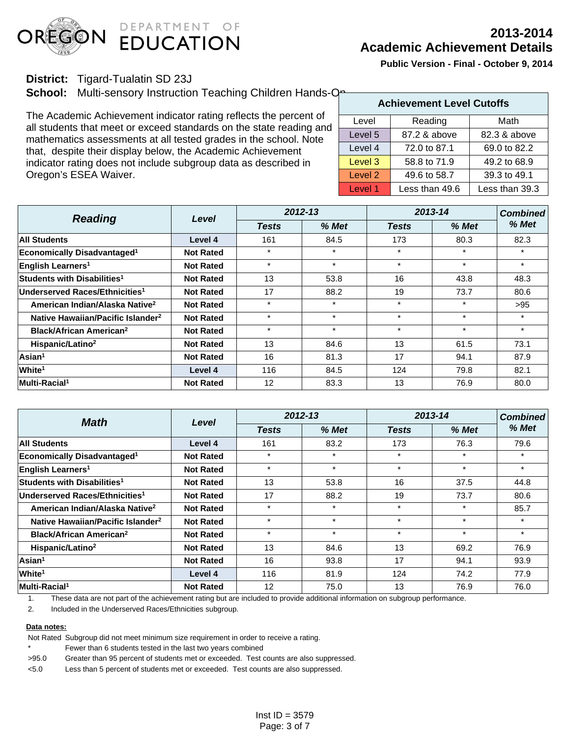# 2013-2014 Academic Achievement Details

**Public Version - Final - October 9, 2014**

**District:** Tigard-Tualatin SD 23J

**School:** Multi-sensory Instruction Teaching Children Hands-On

The Academic Achievement indicator rating reflects the percent of all students that meet or exceed standards on the state reading and mathematics assessments at all tested grades in the school. Note that, despite their display below, the Academic Achievement indicator rating does not include subgroup data as described in Oregon's ESEA Waiver.

| Achievement Level Cutoffs | | |
|---|---|---|
| Level | Reading | Math |
| Level 5 | 87.2 & above | 82.3 & above |
| Level 4 | 72.0 to 87.1 | 69.0 to 82.2 |
| Level 3 | 58.8 to 71.9 | 49.2 to 68.9 |
| Level 2 | 49.6 to 58.7 | 39.3 to 49.1 |
| Level 1 | Less than 49.6 | Less than 39.3 |

| *Reading* | *Level* | *2012-13* | | *2013-14* | | *Combined % Met* |
|---|---|---|---|---|---|---|
| | | *Tests* | *% Met* | *Tests* | *% Met* | |
| **All Students** | **Level 4** | 161 | 84.5 | 173 | 80.3 | 82.3 |
| **Economically Disadvantaged[1]** | **Not Rated** | * | * | * | * | * |
| **English Learners[1]** | **Not Rated** | * | * | * | * | * |
| **Students with Disabilities[1]** | **Not Rated** | 13 | 53.8 | 16 | 43.8 | 48.3 |
| **Underserved Races/Ethnicities[1]** | **Not Rated** | 17 | 88.2 | 19 | 73.7 | 80.6 |
| **American Indian/Alaska Native[2]** | **Not Rated** | * | * | * | * | >95 |
| **Native Hawaiian/Pacific Islander[2]** | **Not Rated** | * | * | * | * | * |
| **Black/African American[2]** | **Not Rated** | * | * | * | * | * |
| **Hispanic/Latino[2]** | **Not Rated** | 13 | 84.6 | 13 | 61.5 | 73.1 |
| **Asian[1]** | **Not Rated** | 16 | 81.3 | 17 | 94.1 | 87.9 |
| **White[1]** | **Level 4** | 116 | 84.5 | 124 | 79.8 | 82.1 |
| **Multi-Racial[1]** | **Not Rated** | 12 | 83.3 | 13 | 76.9 | 80.0 |

| *Math* | *Level* | *2012-13* | | *2013-14* | | *Combined % Met* |
|---|---|---|---|---|---|---|
| | | *Tests* | *% Met* | *Tests* | *% Met* | |
| **All Students** | **Level 4** | 161 | 83.2 | 173 | 76.3 | 79.6 |
| **Economically Disadvantaged[1]** | **Not Rated** | * | * | * | * | * |
| **English Learners[1]** | **Not Rated** | * | * | * | * | * |
| **Students with Disabilities[1]** | **Not Rated** | 13 | 53.8 | 16 | 37.5 | 44.8 |
| **Underserved Races/Ethnicities[1]** | **Not Rated** | 17 | 88.2 | 19 | 73.7 | 80.6 |
| **American Indian/Alaska Native[2]** | **Not Rated** | * | * | * | * | 85.7 |
| **Native Hawaiian/Pacific Islander[2]** | **Not Rated** | * | * | * | * | * |
| **Black/African American[2]** | **Not Rated** | * | * | * | * | * |
| **Hispanic/Latino[2]** | **Not Rated** | 13 | 84.6 | 13 | 69.2 | 76.9 |
| **Asian[1]** | **Not Rated** | 16 | 93.8 | 17 | 94.1 | 93.9 |
| **White[1]** | **Level 4** | 116 | 81.9 | 124 | 74.2 | 77.9 |
| **Multi-Racial[1]** | **Not Rated** | 12 | 75.0 | 13 | 76.9 | 76.0 |

1. These data are not part of the achievement rating but are included to provide additional information on subgroup performance.
2. Included in the Underserved Races/Ethnicities subgroup.

**Data notes:**

Not Rated Subgroup did not meet minimum size requirement in order to receive a rating.

\* Fewer than 6 students tested in the last two years combined

>95.0 Greater than 95 percent of students met or exceeded. Test counts are also suppressed.

<5.0 Less than 5 percent of students met or exceeded. Test counts are also suppressed.

Inst ID = 3579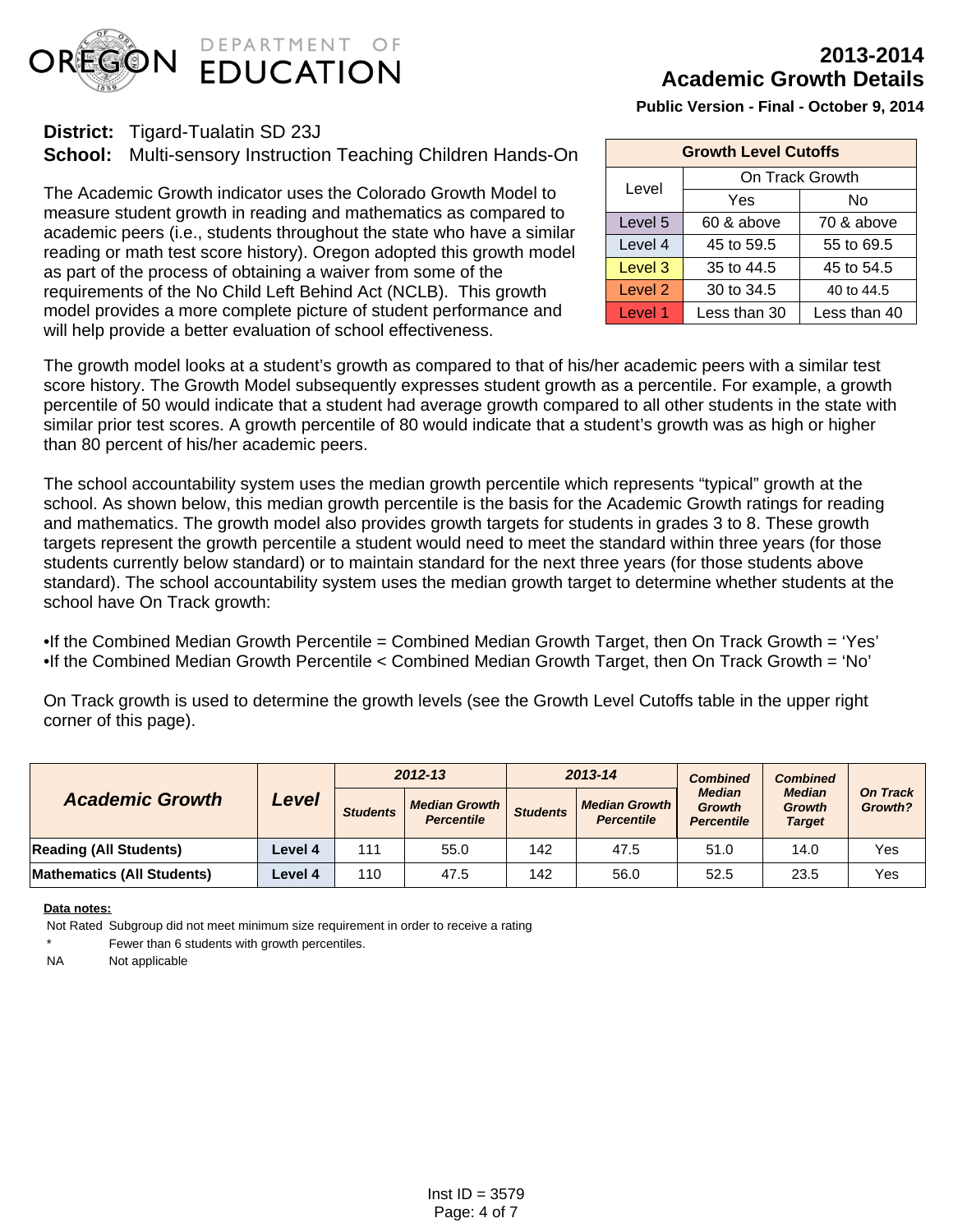# 2013-2014 Academic Growth Details

**Public Version - Final - October 9, 2014**

**District:** Tigard-Tualatin SD 23J
**School:** Multi-sensory Instruction Teaching Children Hands-On

| Growth Level Cutoffs | | |
|---|---|---|
| Level | On Track Growth | |
| | Yes | No |
| Level 5 | 60 & above | 70 & above |
| Level 4 | 45 to 59.5 | 55 to 69.5 |
| Level 3 | 35 to 44.5 | 45 to 54.5 |
| Level 2 | 30 to 34.5 | 40 to 44.5 |
| Level 1 | Less than 30 | Less than 40 |

The Academic Growth indicator uses the Colorado Growth Model to measure student growth in reading and mathematics as compared to academic peers (i.e., students throughout the state who have a similar reading or math test score history). Oregon adopted this growth model as part of the process of obtaining a waiver from some of the requirements of the No Child Left Behind Act (NCLB). This growth model provides a more complete picture of student performance and will help provide a better evaluation of school effectiveness.

The growth model looks at a student's growth as compared to that of his/her academic peers with a similar test score history. The Growth Model subsequently expresses student growth as a percentile. For example, a growth percentile of 50 would indicate that a student had average growth compared to all other students in the state with similar prior test scores. A growth percentile of 80 would indicate that a student's growth was as high or higher than 80 percent of his/her academic peers.

The school accountability system uses the median growth percentile which represents "typical" growth at the school. As shown below, this median growth percentile is the basis for the Academic Growth ratings for reading and mathematics. The growth model also provides growth targets for students in grades 3 to 8. These growth targets represent the growth percentile a student would need to meet the standard within three years (for those students currently below standard) or to maintain standard for the next three years (for those students above standard). The school accountability system uses the median growth target to determine whether students at the school have On Track growth:

•If the Combined Median Growth Percentile = Combined Median Growth Target, then On Track Growth = 'Yes'
•If the Combined Median Growth Percentile < Combined Median Growth Target, then On Track Growth = 'No'

On Track growth is used to determine the growth levels (see the Growth Level Cutoffs table in the upper right corner of this page).

| *Academic Growth* | *Level* | *2012-13* | | *2013-14* | | *Combined Median Growth Percentile* | *Combined Median Growth Target* | *On Track Growth?* |
|---|---|---|---|---|---|---|---|---|
| | | *Students* | *Median Growth Percentile* | *Students* | *Median Growth Percentile* | | | |
| **Reading (All Students)** | **Level 4** | 111 | 55.0 | 142 | 47.5 | 51.0 | 14.0 | Yes |
| **Mathematics (All Students)** | **Level 4** | 110 | 47.5 | 142 | 56.0 | 52.5 | 23.5 | Yes |

**Data notes:**

Not Rated Subgroup did not meet minimum size requirement in order to receive a rating
* Fewer than 6 students with growth percentiles.
NA Not applicable

Inst ID = 3579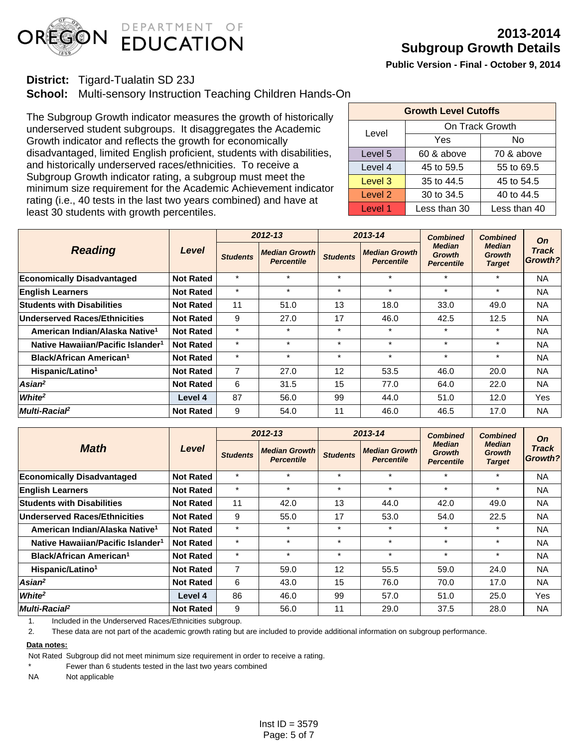# OREGON DEPARTMENT OF EDUCATION

## 2013-2014 Subgroup Growth Details

**Public Version - Final - October 9, 2014**

**District:** Tigard-Tualatin SD 23J
**School:** Multi-sensory Instruction Teaching Children Hands-On

The Subgroup Growth indicator measures the growth of historically underserved student subgroups. It disaggregates the Academic Growth indicator and reflects the growth for economically disadvantaged, limited English proficient, students with disabilities, and historically underserved races/ethnicities. To receive a Subgroup Growth indicator rating, a subgroup must meet the minimum size requirement for the Academic Achievement indicator rating (i.e., 40 tests in the last two years combined) and have at least 30 students with growth percentiles.

| Growth Level Cutoffs | | |
|---|---|---|
| Level | On Track Growth | |
| | Yes | No |
| Level 5 | 60 & above | 70 & above |
| Level 4 | 45 to 59.5 | 55 to 69.5 |
| Level 3 | 35 to 44.5 | 45 to 54.5 |
| Level 2 | 30 to 34.5 | 40 to 44.5 |
| Level 1 | Less than 30 | Less than 40 |

| Reading | Level | 2012-13 | | 2013-14 | | Combined Median Growth Percentile | Combined Median Growth Target | On Track Growth? |
|---|---|---|---|---|---|---|---|---|
| | | Students | Median Growth Percentile | Students | Median Growth Percentile | | | |
| **Economically Disadvantaged** | Not Rated | * | * | * | * | * | * | NA |
| **English Learners** | Not Rated | * | * | * | * | * | * | NA |
| **Students with Disabilities** | Not Rated | 11 | 51.0 | 13 | 18.0 | 33.0 | 49.0 | NA |
| **Underserved Races/Ethnicities** | Not Rated | 9 | 27.0 | 17 | 46.0 | 42.5 | 12.5 | NA |
| American Indian/Alaska Native[1] | Not Rated | * | * | * | * | * | * | NA |
| Native Hawaiian/Pacific Islander[1] | Not Rated | * | * | * | * | * | * | NA |
| Black/African American[1] | Not Rated | * | * | * | * | * | * | NA |
| Hispanic/Latino[1] | Not Rated | 7 | 27.0 | 12 | 53.5 | 46.0 | 20.0 | NA |
| *Asian*[2] | Not Rated | 6 | 31.5 | 15 | 77.0 | 64.0 | 22.0 | NA |
| *White*[2] | Level 4 | 87 | 56.0 | 99 | 44.0 | 51.0 | 12.0 | Yes |
| *Multi-Racial*[2] | Not Rated | 9 | 54.0 | 11 | 46.0 | 46.5 | 17.0 | NA |

| Math | Level | 2012-13 | | 2013-14 | | Combined Median Growth Percentile | Combined Median Growth Target | On Track Growth? |
|---|---|---|---|---|---|---|---|---|
| | | Students | Median Growth Percentile | Students | Median Growth Percentile | | | |
| **Economically Disadvantaged** | Not Rated | * | * | * | * | * | * | NA |
| **English Learners** | Not Rated | * | * | * | * | * | * | NA |
| **Students with Disabilities** | Not Rated | 11 | 42.0 | 13 | 44.0 | 42.0 | 49.0 | NA |
| **Underserved Races/Ethnicities** | Not Rated | 9 | 55.0 | 17 | 53.0 | 54.0 | 22.5 | NA |
| American Indian/Alaska Native[1] | Not Rated | * | * | * | * | * | * | NA |
| Native Hawaiian/Pacific Islander[1] | Not Rated | * | * | * | * | * | * | NA |
| Black/African American[1] | Not Rated | * | * | * | * | * | * | NA |
| Hispanic/Latino[1] | Not Rated | 7 | 59.0 | 12 | 55.5 | 59.0 | 24.0 | NA |
| *Asian*[2] | Not Rated | 6 | 43.0 | 15 | 76.0 | 70.0 | 17.0 | NA |
| *White*[2] | Level 4 | 86 | 46.0 | 99 | 57.0 | 51.0 | 25.0 | Yes |
| *Multi-Racial*[2] | Not Rated | 9 | 56.0 | 11 | 29.0 | 37.5 | 28.0 | NA |

1. Included in the Underserved Races/Ethnicities subgroup.
2. These data are not part of the academic growth rating but are included to provide additional information on subgroup performance.

**Data notes:**

Not Rated — Subgroup did not meet minimum size requirement in order to receive a rating.
* — Fewer than 6 students tested in the last two years combined
NA — Not applicable

Inst ID = 3579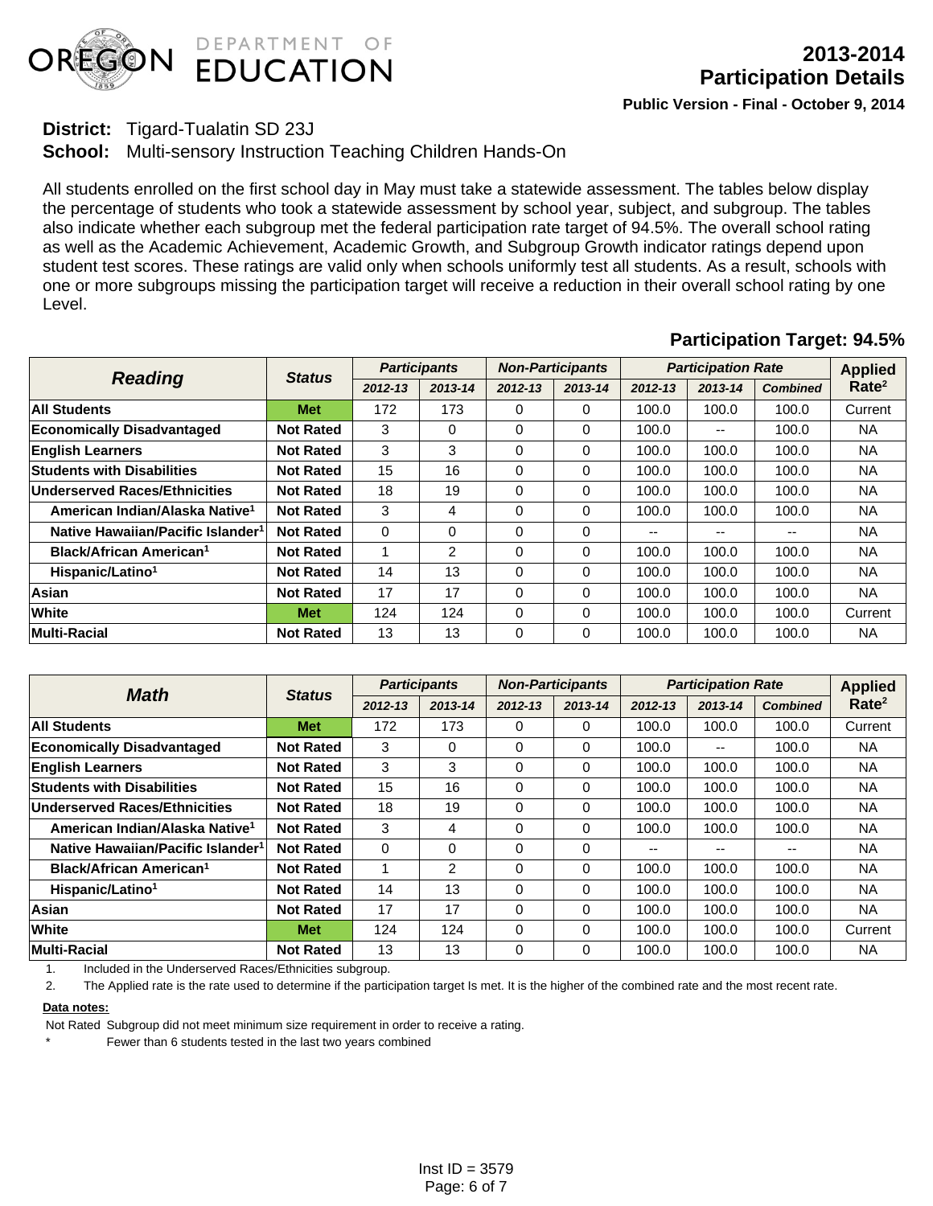**2013-2014**
**Participation Details**

**Public Version - Final - October 9, 2014**

**District:** Tigard-Tualatin SD 23J

**School:** Multi-sensory Instruction Teaching Children Hands-On

All students enrolled on the first school day in May must take a statewide assessment. The tables below display the percentage of students who took a statewide assessment by school year, subject, and subgroup. The tables also indicate whether each subgroup met the federal participation rate target of 94.5%. The overall school rating as well as the Academic Achievement, Academic Growth, and Subgroup Growth indicator ratings depend upon student test scores. These ratings are valid only when schools uniformly test all students. As a result, schools with one or more subgroups missing the participation target will receive a reduction in their overall school rating by one Level.

**Participation Target: 94.5%**

| Reading | Status | Participants | | Non-Participants | | Participation Rate | | | Applied Rate[2] |
|---|---|---|---|---|---|---|---|---|---|
| | | 2012-13 | 2013-14 | 2012-13 | 2013-14 | 2012-13 | 2013-14 | Combined | |
| **All Students** | Met | 172 | 173 | 0 | 0 | 100.0 | 100.0 | 100.0 | Current |
| **Economically Disadvantaged** | Not Rated | 3 | 0 | 0 | 0 | 100.0 | -- | 100.0 | NA |
| **English Learners** | Not Rated | 3 | 3 | 0 | 0 | 100.0 | 100.0 | 100.0 | NA |
| **Students with Disabilities** | Not Rated | 15 | 16 | 0 | 0 | 100.0 | 100.0 | 100.0 | NA |
| **Underserved Races/Ethnicities** | Not Rated | 18 | 19 | 0 | 0 | 100.0 | 100.0 | 100.0 | NA |
| American Indian/Alaska Native[1] | Not Rated | 3 | 4 | 0 | 0 | 100.0 | 100.0 | 100.0 | NA |
| Native Hawaiian/Pacific Islander[1] | Not Rated | 0 | 0 | 0 | 0 | -- | -- | -- | NA |
| Black/African American[1] | Not Rated | 1 | 2 | 0 | 0 | 100.0 | 100.0 | 100.0 | NA |
| Hispanic/Latino[1] | Not Rated | 14 | 13 | 0 | 0 | 100.0 | 100.0 | 100.0 | NA |
| **Asian** | Not Rated | 17 | 17 | 0 | 0 | 100.0 | 100.0 | 100.0 | NA |
| **White** | Met | 124 | 124 | 0 | 0 | 100.0 | 100.0 | 100.0 | Current |
| **Multi-Racial** | Not Rated | 13 | 13 | 0 | 0 | 100.0 | 100.0 | 100.0 | NA |

| Math | Status | Participants | | Non-Participants | | Participation Rate | | | Applied Rate[2] |
|---|---|---|---|---|---|---|---|---|---|
| | | 2012-13 | 2013-14 | 2012-13 | 2013-14 | 2012-13 | 2013-14 | Combined | |
| **All Students** | Met | 172 | 173 | 0 | 0 | 100.0 | 100.0 | 100.0 | Current |
| **Economically Disadvantaged** | Not Rated | 3 | 0 | 0 | 0 | 100.0 | -- | 100.0 | NA |
| **English Learners** | Not Rated | 3 | 3 | 0 | 0 | 100.0 | 100.0 | 100.0 | NA |
| **Students with Disabilities** | Not Rated | 15 | 16 | 0 | 0 | 100.0 | 100.0 | 100.0 | NA |
| **Underserved Races/Ethnicities** | Not Rated | 18 | 19 | 0 | 0 | 100.0 | 100.0 | 100.0 | NA |
| American Indian/Alaska Native[1] | Not Rated | 3 | 4 | 0 | 0 | 100.0 | 100.0 | 100.0 | NA |
| Native Hawaiian/Pacific Islander[1] | Not Rated | 0 | 0 | 0 | 0 | -- | -- | -- | NA |
| Black/African American[1] | Not Rated | 1 | 2 | 0 | 0 | 100.0 | 100.0 | 100.0 | NA |
| Hispanic/Latino[1] | Not Rated | 14 | 13 | 0 | 0 | 100.0 | 100.0 | 100.0 | NA |
| **Asian** | Not Rated | 17 | 17 | 0 | 0 | 100.0 | 100.0 | 100.0 | NA |
| **White** | Met | 124 | 124 | 0 | 0 | 100.0 | 100.0 | 100.0 | Current |
| **Multi-Racial** | Not Rated | 13 | 13 | 0 | 0 | 100.0 | 100.0 | 100.0 | NA |

1. Included in the Underserved Races/Ethnicities subgroup.
2. The Applied rate is the rate used to determine if the participation target Is met. It is the higher of the combined rate and the most recent rate.

**Data notes:**

Not Rated Subgroup did not meet minimum size requirement in order to receive a rating.

* Fewer than 6 students tested in the last two years combined

Inst ID = 3579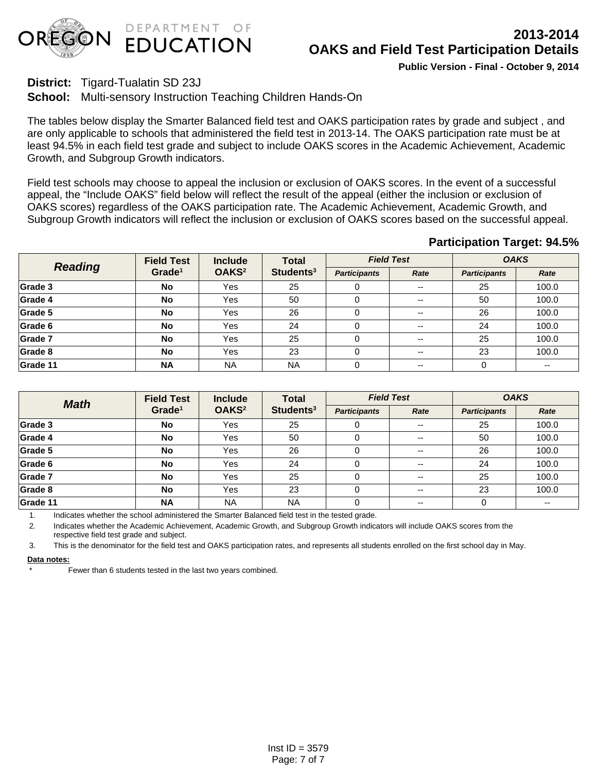# 2013-2014 OAKS and Field Test Participation Details

**Public Version - Final - October 9, 2014**

**District:** Tigard-Tualatin SD 23J
**School:** Multi-sensory Instruction Teaching Children Hands-On

The tables below display the Smarter Balanced field test and OAKS participation rates by grade and subject , and are only applicable to schools that administered the field test in 2013-14. The OAKS participation rate must be at least 94.5% in each field test grade and subject to include OAKS scores in the Academic Achievement, Academic Growth, and Subgroup Growth indicators.

Field test schools may choose to appeal the inclusion or exclusion of OAKS scores. In the event of a successful appeal, the "Include OAKS" field below will reflect the result of the appeal (either the inclusion or exclusion of OAKS scores) regardless of the OAKS participation rate. The Academic Achievement, Academic Growth, and Subgroup Growth indicators will reflect the inclusion or exclusion of OAKS scores based on the successful appeal.

**Participation Target: 94.5%**

| Reading | Field Test Grade[1] | Include OAKS[2] | Total Students[3] | Field Test | | OAKS | |
|---|---|---|---|---|---|---|---|
| | | | | Participants | Rate | Participants | Rate |
| Grade 3 | No | Yes | 25 | 0 | -- | 25 | 100.0 |
| Grade 4 | No | Yes | 50 | 0 | -- | 50 | 100.0 |
| Grade 5 | No | Yes | 26 | 0 | -- | 26 | 100.0 |
| Grade 6 | No | Yes | 24 | 0 | -- | 24 | 100.0 |
| Grade 7 | No | Yes | 25 | 0 | -- | 25 | 100.0 |
| Grade 8 | No | Yes | 23 | 0 | -- | 23 | 100.0 |
| Grade 11 | NA | NA | NA | 0 | -- | 0 | -- |

| Math | Field Test Grade[1] | Include OAKS[2] | Total Students[3] | Field Test | | OAKS | |
|---|---|---|---|---|---|---|---|
| | | | | Participants | Rate | Participants | Rate |
| Grade 3 | No | Yes | 25 | 0 | -- | 25 | 100.0 |
| Grade 4 | No | Yes | 50 | 0 | -- | 50 | 100.0 |
| Grade 5 | No | Yes | 26 | 0 | -- | 26 | 100.0 |
| Grade 6 | No | Yes | 24 | 0 | -- | 24 | 100.0 |
| Grade 7 | No | Yes | 25 | 0 | -- | 25 | 100.0 |
| Grade 8 | No | Yes | 23 | 0 | -- | 23 | 100.0 |
| Grade 11 | NA | NA | NA | 0 | -- | 0 | -- |

1. Indicates whether the school administered the Smarter Balanced field test in the tested grade.
2. Indicates whether the Academic Achievement, Academic Growth, and Subgroup Growth indicators will include OAKS scores from the respective field test grade and subject.
3. This is the denominator for the field test and OAKS participation rates, and represents all students enrolled on the first school day in May.

**Data notes:**

* Fewer than 6 students tested in the last two years combined.

Inst ID = 3579